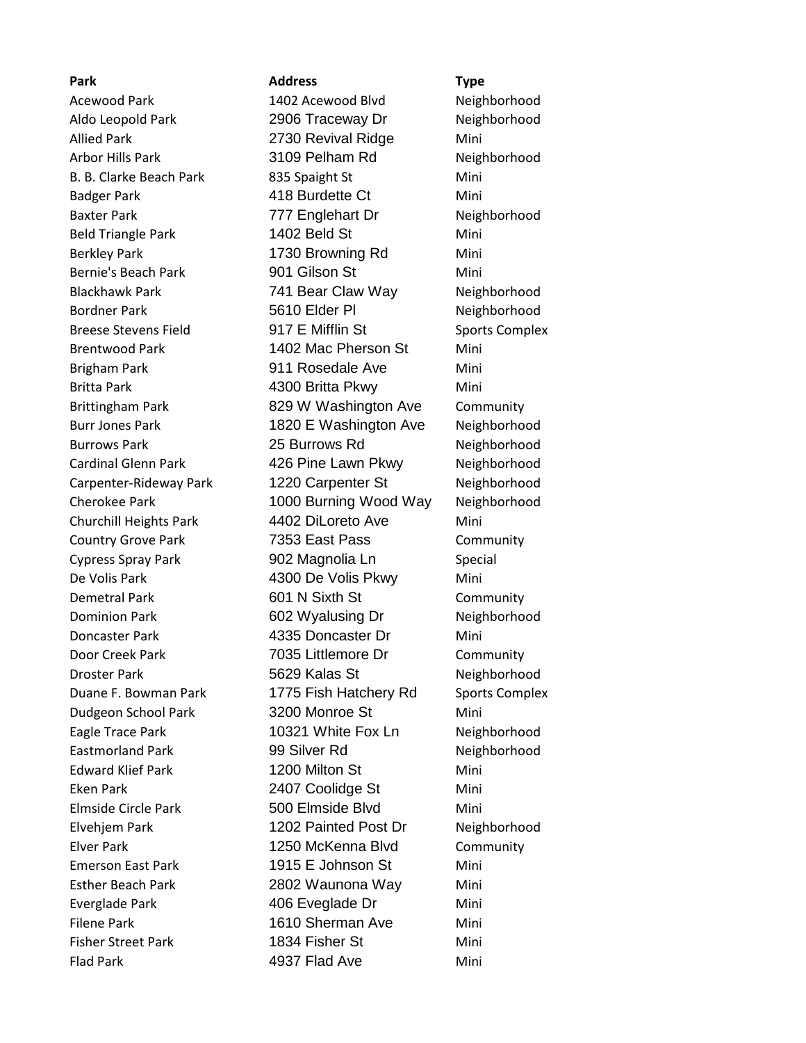| Park | Address | Type |
| --- | --- | --- |
| Acewood Park | 1402 Acewood Blvd | Neighborhood |
| Aldo Leopold Park | 2906 Traceway Dr | Neighborhood |
| Allied Park | 2730 Revival Ridge | Mini |
| Arbor Hills Park | 3109 Pelham Rd | Neighborhood |
| B. B. Clarke Beach Park | 835 Spaight St | Mini |
| Badger Park | 418 Burdette Ct | Mini |
| Baxter Park | 777 Englehart Dr | Neighborhood |
| Beld Triangle Park | 1402 Beld St | Mini |
| Berkley Park | 1730 Browning Rd | Mini |
| Bernie's Beach Park | 901 Gilson St | Mini |
| Blackhawk Park | 741 Bear Claw Way | Neighborhood |
| Bordner Park | 5610 Elder Pl | Neighborhood |
| Breese Stevens Field | 917 E Mifflin St | Sports Complex |
| Brentwood Park | 1402 Mac Pherson St | Mini |
| Brigham Park | 911 Rosedale Ave | Mini |
| Britta Park | 4300 Britta Pkwy | Mini |
| Brittingham Park | 829 W Washington Ave | Community |
| Burr Jones Park | 1820 E Washington Ave | Neighborhood |
| Burrows Park | 25 Burrows Rd | Neighborhood |
| Cardinal Glenn Park | 426 Pine Lawn Pkwy | Neighborhood |
| Carpenter-Rideway Park | 1220 Carpenter St | Neighborhood |
| Cherokee Park | 1000 Burning Wood Way | Neighborhood |
| Churchill Heights Park | 4402 DiLoreto Ave | Mini |
| Country Grove Park | 7353 East Pass | Community |
| Cypress Spray Park | 902 Magnolia Ln | Special |
| De Volis Park | 4300 De Volis Pkwy | Mini |
| Demetral Park | 601 N Sixth St | Community |
| Dominion Park | 602 Wyalusing Dr | Neighborhood |
| Doncaster Park | 4335 Doncaster Dr | Mini |
| Door Creek Park | 7035 Littlemore Dr | Community |
| Droster Park | 5629 Kalas St | Neighborhood |
| Duane F. Bowman Park | 1775 Fish Hatchery Rd | Sports Complex |
| Dudgeon School Park | 3200 Monroe St | Mini |
| Eagle Trace Park | 10321 White Fox Ln | Neighborhood |
| Eastmorland Park | 99 Silver Rd | Neighborhood |
| Edward Klief Park | 1200 Milton St | Mini |
| Eken Park | 2407 Coolidge St | Mini |
| Elmside Circle Park | 500 Elmside Blvd | Mini |
| Elvehjem Park | 1202 Painted Post Dr | Neighborhood |
| Elver Park | 1250 McKenna Blvd | Community |
| Emerson East Park | 1915 E Johnson St | Mini |
| Esther Beach Park | 2802 Waunona Way | Mini |
| Everglade Park | 406 Eveglade Dr | Mini |
| Filene Park | 1610 Sherman Ave | Mini |
| Fisher Street Park | 1834 Fisher St | Mini |
| Flad Park | 4937 Flad Ave | Mini |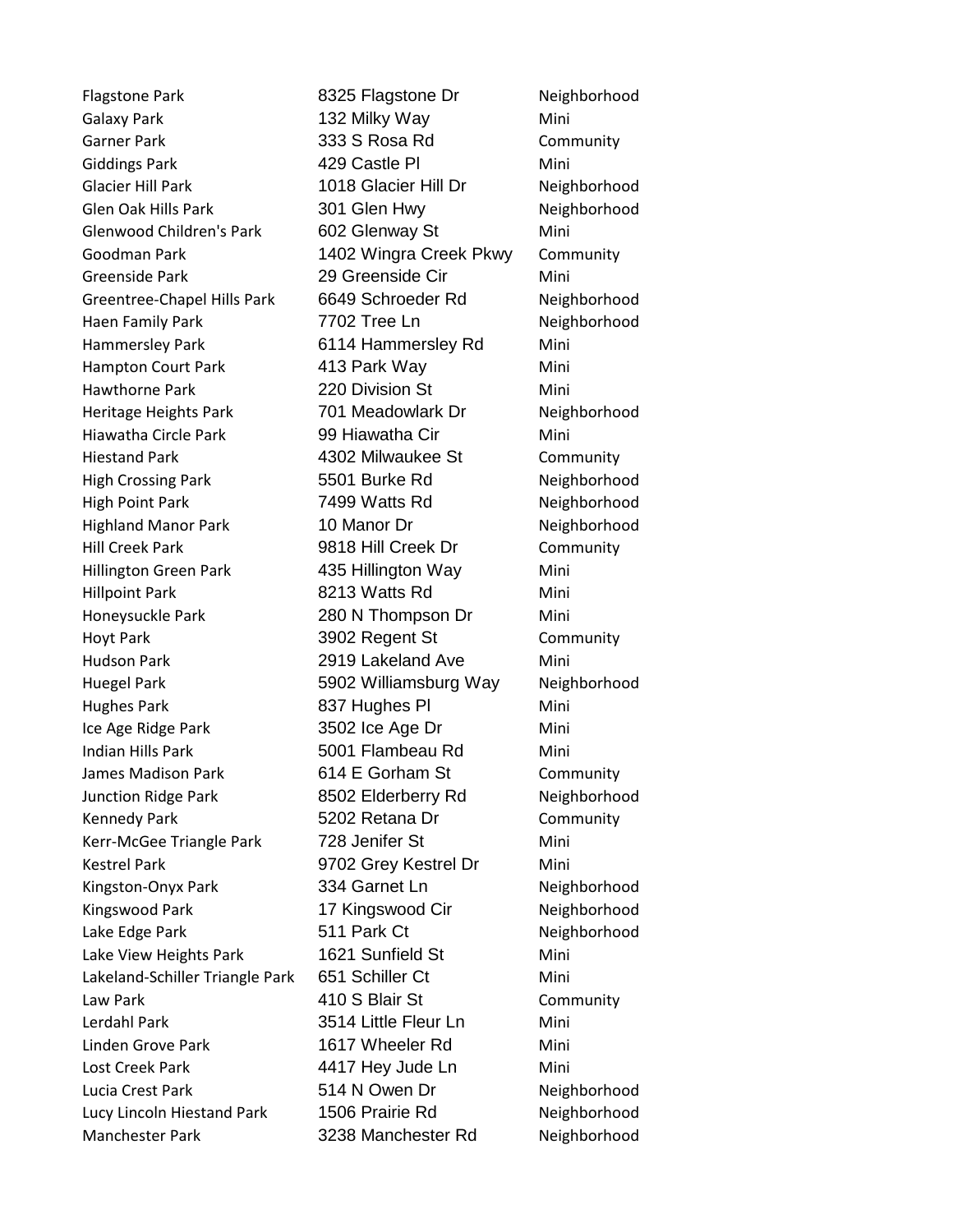| | | |
|---|---|---|
| Flagstone Park | 8325 Flagstone Dr | Neighborhood |
| Galaxy Park | 132 Milky Way | Mini |
| Garner Park | 333 S Rosa Rd | Community |
| Giddings Park | 429 Castle Pl | Mini |
| Glacier Hill Park | 1018 Glacier Hill Dr | Neighborhood |
| Glen Oak Hills Park | 301 Glen Hwy | Neighborhood |
| Glenwood Children's Park | 602 Glenway St | Mini |
| Goodman Park | 1402 Wingra Creek Pkwy | Community |
| Greenside Park | 29 Greenside Cir | Mini |
| Greentree-Chapel Hills Park | 6649 Schroeder Rd | Neighborhood |
| Haen Family Park | 7702 Tree Ln | Neighborhood |
| Hammersley Park | 6114 Hammersley Rd | Mini |
| Hampton Court Park | 413 Park Way | Mini |
| Hawthorne Park | 220 Division St | Mini |
| Heritage Heights Park | 701 Meadowlark Dr | Neighborhood |
| Hiawatha Circle Park | 99 Hiawatha Cir | Mini |
| Hiestand Park | 4302 Milwaukee St | Community |
| High Crossing Park | 5501 Burke Rd | Neighborhood |
| High Point Park | 7499 Watts Rd | Neighborhood |
| Highland Manor Park | 10 Manor Dr | Neighborhood |
| Hill Creek Park | 9818 Hill Creek Dr | Community |
| Hillington Green Park | 435 Hillington Way | Mini |
| Hillpoint Park | 8213 Watts Rd | Mini |
| Honeysuckle Park | 280 N Thompson Dr | Mini |
| Hoyt Park | 3902 Regent St | Community |
| Hudson Park | 2919 Lakeland Ave | Mini |
| Huegel Park | 5902 Williamsburg Way | Neighborhood |
| Hughes Park | 837 Hughes Pl | Mini |
| Ice Age Ridge Park | 3502 Ice Age Dr | Mini |
| Indian Hills Park | 5001 Flambeau Rd | Mini |
| James Madison Park | 614 E Gorham St | Community |
| Junction Ridge Park | 8502 Elderberry Rd | Neighborhood |
| Kennedy Park | 5202 Retana Dr | Community |
| Kerr-McGee Triangle Park | 728 Jenifer St | Mini |
| Kestrel Park | 9702 Grey Kestrel Dr | Mini |
| Kingston-Onyx Park | 334 Garnet Ln | Neighborhood |
| Kingswood Park | 17 Kingswood Cir | Neighborhood |
| Lake Edge Park | 511 Park Ct | Neighborhood |
| Lake View Heights Park | 1621 Sunfield St | Mini |
| Lakeland-Schiller Triangle Park | 651 Schiller Ct | Mini |
| Law Park | 410 S Blair St | Community |
| Lerdahl Park | 3514 Little Fleur Ln | Mini |
| Linden Grove Park | 1617 Wheeler Rd | Mini |
| Lost Creek Park | 4417 Hey Jude Ln | Mini |
| Lucia Crest Park | 514 N Owen Dr | Neighborhood |
| Lucy Lincoln Hiestand Park | 1506 Prairie Rd | Neighborhood |
| Manchester Park | 3238 Manchester Rd | Neighborhood |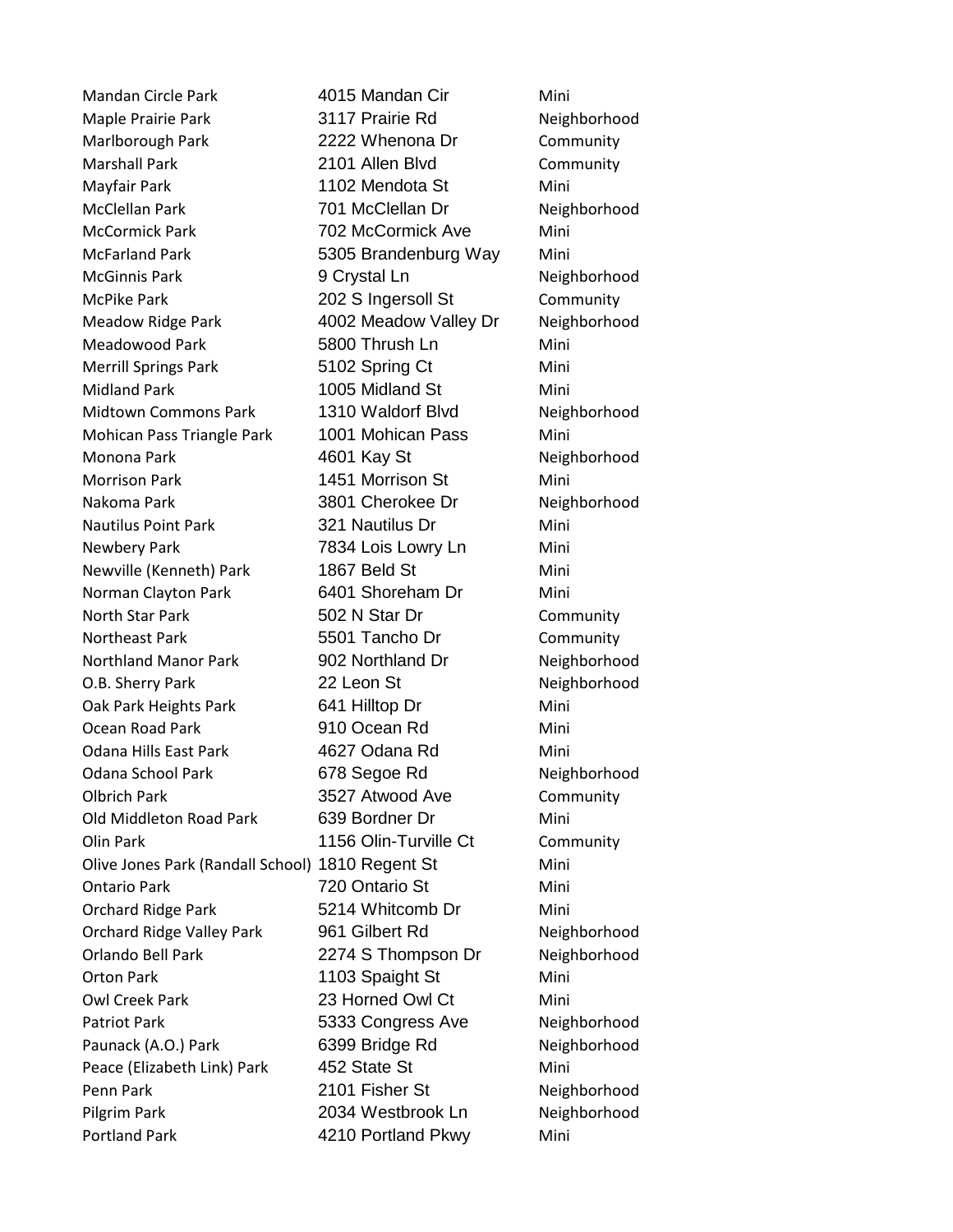| | | |
|---|---|---|
| Mandan Circle Park | 4015 Mandan Cir | Mini |
| Maple Prairie Park | 3117 Prairie Rd | Neighborhood |
| Marlborough Park | 2222 Whenona Dr | Community |
| Marshall Park | 2101 Allen Blvd | Community |
| Mayfair Park | 1102 Mendota St | Mini |
| McClellan Park | 701 McClellan Dr | Neighborhood |
| McCormick Park | 702 McCormick Ave | Mini |
| McFarland Park | 5305 Brandenburg Way | Mini |
| McGinnis Park | 9 Crystal Ln | Neighborhood |
| McPike Park | 202 S Ingersoll St | Community |
| Meadow Ridge Park | 4002 Meadow Valley Dr | Neighborhood |
| Meadowood Park | 5800 Thrush Ln | Mini |
| Merrill Springs Park | 5102 Spring Ct | Mini |
| Midland Park | 1005 Midland St | Mini |
| Midtown Commons Park | 1310 Waldorf Blvd | Neighborhood |
| Mohican Pass Triangle Park | 1001 Mohican Pass | Mini |
| Monona Park | 4601 Kay St | Neighborhood |
| Morrison Park | 1451 Morrison St | Mini |
| Nakoma Park | 3801 Cherokee Dr | Neighborhood |
| Nautilus Point Park | 321 Nautilus Dr | Mini |
| Newbery Park | 7834 Lois Lowry Ln | Mini |
| Newville (Kenneth) Park | 1867 Beld St | Mini |
| Norman Clayton Park | 6401 Shoreham Dr | Mini |
| North Star Park | 502 N Star Dr | Community |
| Northeast Park | 5501 Tancho Dr | Community |
| Northland Manor Park | 902 Northland Dr | Neighborhood |
| O.B. Sherry Park | 22 Leon St | Neighborhood |
| Oak Park Heights Park | 641 Hilltop Dr | Mini |
| Ocean Road Park | 910 Ocean Rd | Mini |
| Odana Hills East Park | 4627 Odana Rd | Mini |
| Odana School Park | 678 Segoe Rd | Neighborhood |
| Olbrich Park | 3527 Atwood Ave | Community |
| Old Middleton Road Park | 639 Bordner Dr | Mini |
| Olin Park | 1156 Olin-Turville Ct | Community |
| Olive Jones Park (Randall School) | 1810 Regent St | Mini |
| Ontario Park | 720 Ontario St | Mini |
| Orchard Ridge Park | 5214 Whitcomb Dr | Mini |
| Orchard Ridge Valley Park | 961 Gilbert Rd | Neighborhood |
| Orlando Bell Park | 2274 S Thompson Dr | Neighborhood |
| Orton Park | 1103 Spaight St | Mini |
| Owl Creek Park | 23 Horned Owl Ct | Mini |
| Patriot Park | 5333 Congress Ave | Neighborhood |
| Paunack (A.O.) Park | 6399 Bridge Rd | Neighborhood |
| Peace (Elizabeth Link) Park | 452 State St | Mini |
| Penn Park | 2101 Fisher St | Neighborhood |
| Pilgrim Park | 2034 Westbrook Ln | Neighborhood |
| Portland Park | 4210 Portland Pkwy | Mini |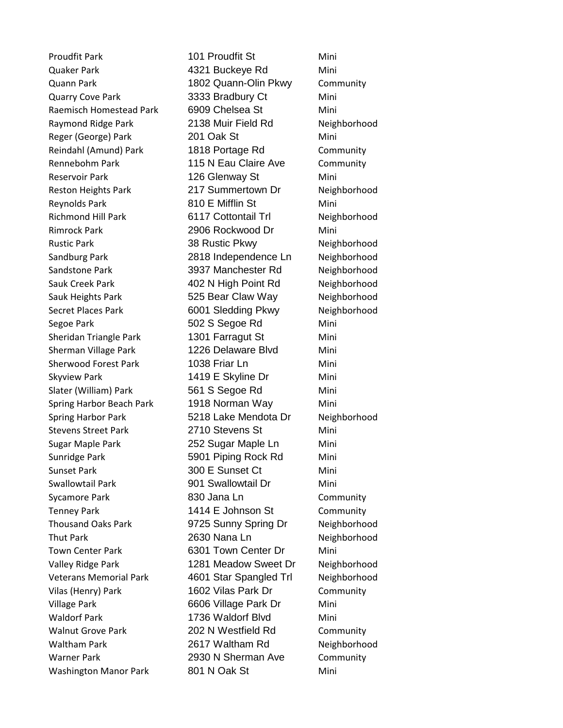| | | |
|---|---|---|
| Proudfit Park | 101 Proudfit St | Mini |
| Quaker Park | 4321 Buckeye Rd | Mini |
| Quann Park | 1802 Quann-Olin Pkwy | Community |
| Quarry Cove Park | 3333 Bradbury Ct | Mini |
| Raemisch Homestead Park | 6909 Chelsea St | Mini |
| Raymond Ridge Park | 2138 Muir Field Rd | Neighborhood |
| Reger (George) Park | 201 Oak St | Mini |
| Reindahl (Amund) Park | 1818 Portage Rd | Community |
| Rennebohm Park | 115 N Eau Claire Ave | Community |
| Reservoir Park | 126 Glenway St | Mini |
| Reston Heights Park | 217 Summertown Dr | Neighborhood |
| Reynolds Park | 810 E Mifflin St | Mini |
| Richmond Hill Park | 6117 Cottontail Trl | Neighborhood |
| Rimrock Park | 2906 Rockwood Dr | Mini |
| Rustic Park | 38 Rustic Pkwy | Neighborhood |
| Sandburg Park | 2818 Independence Ln | Neighborhood |
| Sandstone Park | 3937 Manchester Rd | Neighborhood |
| Sauk Creek Park | 402 N High Point Rd | Neighborhood |
| Sauk Heights Park | 525 Bear Claw Way | Neighborhood |
| Secret Places Park | 6001 Sledding Pkwy | Neighborhood |
| Segoe Park | 502 S Segoe Rd | Mini |
| Sheridan Triangle Park | 1301 Farragut St | Mini |
| Sherman Village Park | 1226 Delaware Blvd | Mini |
| Sherwood Forest Park | 1038 Friar Ln | Mini |
| Skyview Park | 1419 E Skyline Dr | Mini |
| Slater (William) Park | 561 S Segoe Rd | Mini |
| Spring Harbor Beach Park | 1918 Norman Way | Mini |
| Spring Harbor Park | 5218 Lake Mendota Dr | Neighborhood |
| Stevens Street Park | 2710 Stevens St | Mini |
| Sugar Maple Park | 252 Sugar Maple Ln | Mini |
| Sunridge Park | 5901 Piping Rock Rd | Mini |
| Sunset Park | 300 E Sunset Ct | Mini |
| Swallowtail Park | 901 Swallowtail Dr | Mini |
| Sycamore Park | 830 Jana Ln | Community |
| Tenney Park | 1414 E Johnson St | Community |
| Thousand Oaks Park | 9725 Sunny Spring Dr | Neighborhood |
| Thut Park | 2630 Nana Ln | Neighborhood |
| Town Center Park | 6301 Town Center Dr | Mini |
| Valley Ridge Park | 1281 Meadow Sweet Dr | Neighborhood |
| Veterans Memorial Park | 4601 Star Spangled Trl | Neighborhood |
| Vilas (Henry) Park | 1602 Vilas Park Dr | Community |
| Village Park | 6606 Village Park Dr | Mini |
| Waldorf Park | 1736 Waldorf Blvd | Mini |
| Walnut Grove Park | 202 N Westfield Rd | Community |
| Waltham Park | 2617 Waltham Rd | Neighborhood |
| Warner Park | 2930 N Sherman Ave | Community |
| Washington Manor Park | 801 N Oak St | Mini |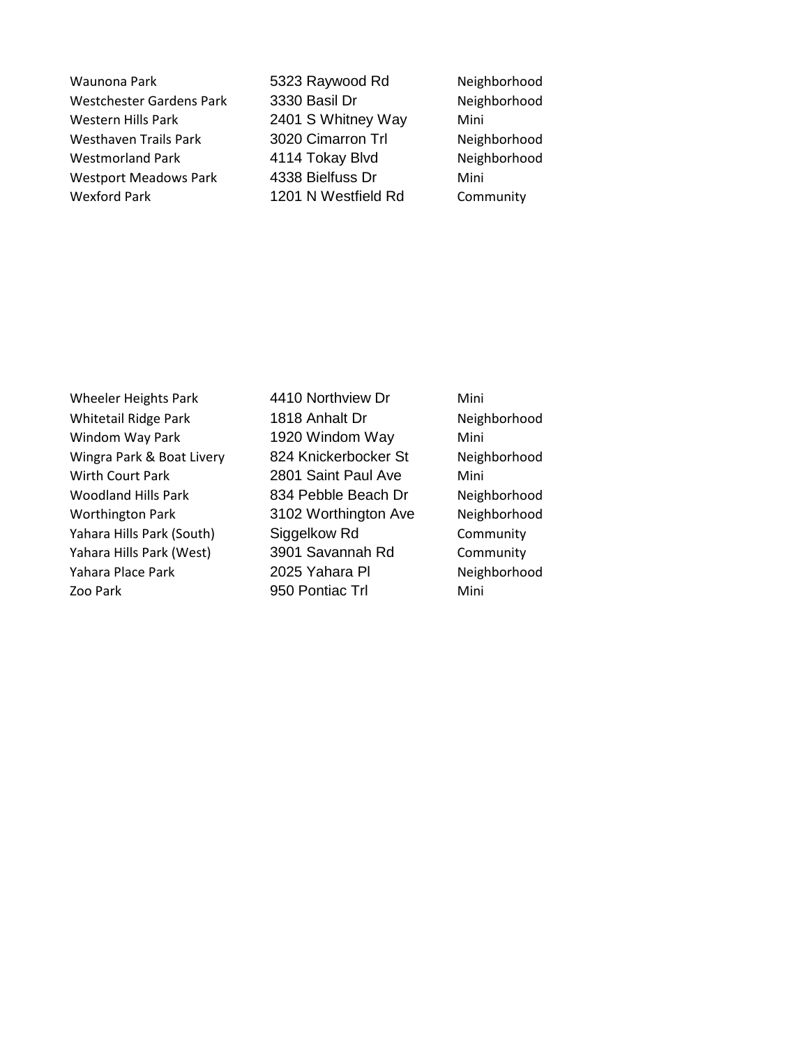| | | |
|---|---|---|
| Waunona Park | 5323 Raywood Rd | Neighborhood |
| Westchester Gardens Park | 3330 Basil Dr | Neighborhood |
| Western Hills Park | 2401 S Whitney Way | Mini |
| Westhaven Trails Park | 3020 Cimarron Trl | Neighborhood |
| Westmorland Park | 4114 Tokay Blvd | Neighborhood |
| Westport Meadows Park | 4338 Bielfuss Dr | Mini |
| Wexford Park | 1201 N Westfield Rd | Community |

| | | |
|---|---|---|
| Wheeler Heights Park | 4410 Northview Dr | Mini |
| Whitetail Ridge Park | 1818 Anhalt Dr | Neighborhood |
| Windom Way Park | 1920 Windom Way | Mini |
| Wingra Park & Boat Livery | 824 Knickerbocker St | Neighborhood |
| Wirth Court Park | 2801 Saint Paul Ave | Mini |
| Woodland Hills Park | 834 Pebble Beach Dr | Neighborhood |
| Worthington Park | 3102 Worthington Ave | Neighborhood |
| Yahara Hills Park (South) | Siggelkow Rd | Community |
| Yahara Hills Park (West) | 3901 Savannah Rd | Community |
| Yahara Place Park | 2025 Yahara Pl | Neighborhood |
| Zoo Park | 950 Pontiac Trl | Mini |